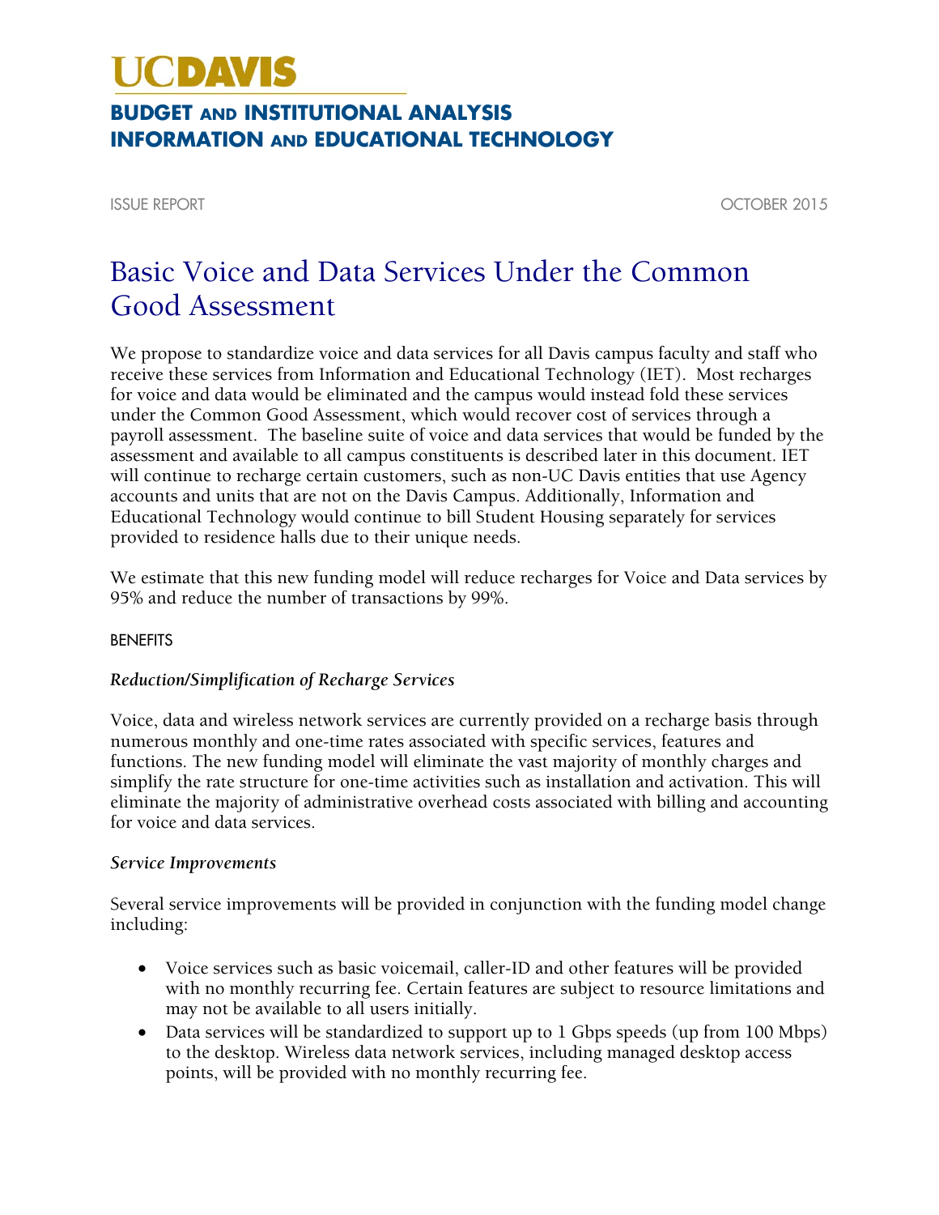# UCDAVIS

## BUDGET AND INSTITUTIONAL ANALYSIS
## INFORMATION AND EDUCATIONAL TECHNOLOGY

ISSUE REPORT — OCTOBER 2015

# Basic Voice and Data Services Under the Common Good Assessment

We propose to standardize voice and data services for all Davis campus faculty and staff who receive these services from Information and Educational Technology (IET). Most recharges for voice and data would be eliminated and the campus would instead fold these services under the Common Good Assessment, which would recover cost of services through a payroll assessment. The baseline suite of voice and data services that would be funded by the assessment and available to all campus constituents is described later in this document. IET will continue to recharge certain customers, such as non-UC Davis entities that use Agency accounts and units that are not on the Davis Campus. Additionally, Information and Educational Technology would continue to bill Student Housing separately for services provided to residence halls due to their unique needs.

We estimate that this new funding model will reduce recharges for Voice and Data services by 95% and reduce the number of transactions by 99%.

## BENEFITS

### *Reduction/Simplification of Recharge Services*

Voice, data and wireless network services are currently provided on a recharge basis through numerous monthly and one-time rates associated with specific services, features and functions. The new funding model will eliminate the vast majority of monthly charges and simplify the rate structure for one-time activities such as installation and activation. This will eliminate the majority of administrative overhead costs associated with billing and accounting for voice and data services.

### *Service Improvements*

Several service improvements will be provided in conjunction with the funding model change including:

- Voice services such as basic voicemail, caller-ID and other features will be provided with no monthly recurring fee. Certain features are subject to resource limitations and may not be available to all users initially.
- Data services will be standardized to support up to 1 Gbps speeds (up from 100 Mbps) to the desktop. Wireless data network services, including managed desktop access points, will be provided with no monthly recurring fee.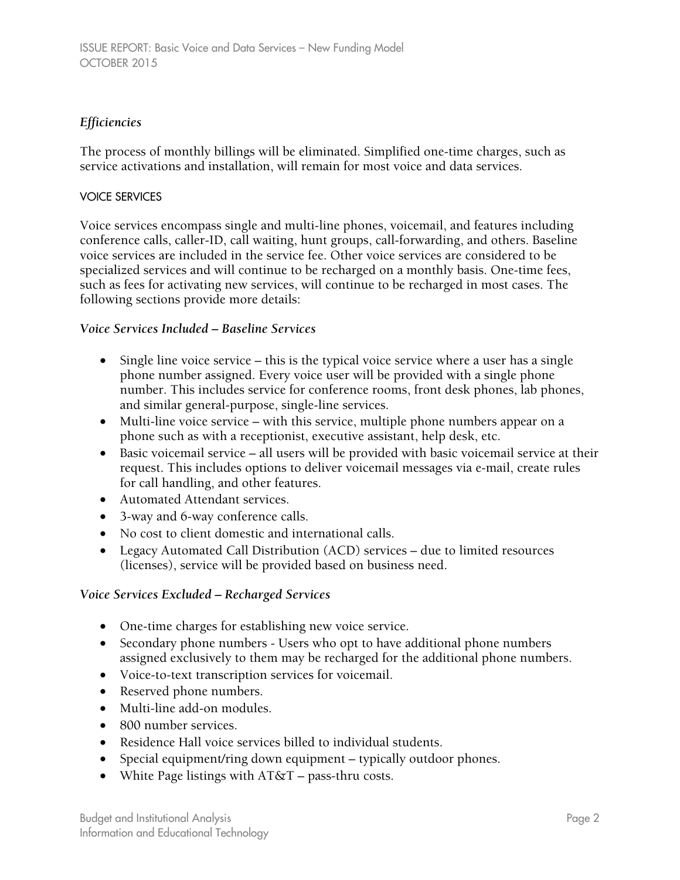### *Efficiencies*

The process of monthly billings will be eliminated. Simplified one-time charges, such as service activations and installation, will remain for most voice and data services.

## VOICE SERVICES

Voice services encompass single and multi-line phones, voicemail, and features including conference calls, caller-ID, call waiting, hunt groups, call-forwarding, and others. Baseline voice services are included in the service fee. Other voice services are considered to be specialized services and will continue to be recharged on a monthly basis. One-time fees, such as fees for activating new services, will continue to be recharged in most cases. The following sections provide more details:

### *Voice Services Included – Baseline Services*

- Single line voice service – this is the typical voice service where a user has a single phone number assigned. Every voice user will be provided with a single phone number. This includes service for conference rooms, front desk phones, lab phones, and similar general-purpose, single-line services.
- Multi-line voice service – with this service, multiple phone numbers appear on a phone such as with a receptionist, executive assistant, help desk, etc.
- Basic voicemail service – all users will be provided with basic voicemail service at their request. This includes options to deliver voicemail messages via e-mail, create rules for call handling, and other features.
- Automated Attendant services.
- 3-way and 6-way conference calls.
- No cost to client domestic and international calls.
- Legacy Automated Call Distribution (ACD) services – due to limited resources (licenses), service will be provided based on business need.

### *Voice Services Excluded – Recharged Services*

- One-time charges for establishing new voice service.
- Secondary phone numbers - Users who opt to have additional phone numbers assigned exclusively to them may be recharged for the additional phone numbers.
- Voice-to-text transcription services for voicemail.
- Reserved phone numbers.
- Multi-line add-on modules.
- 800 number services.
- Residence Hall voice services billed to individual students.
- Special equipment/ring down equipment – typically outdoor phones.
- White Page listings with AT&T – pass-thru costs.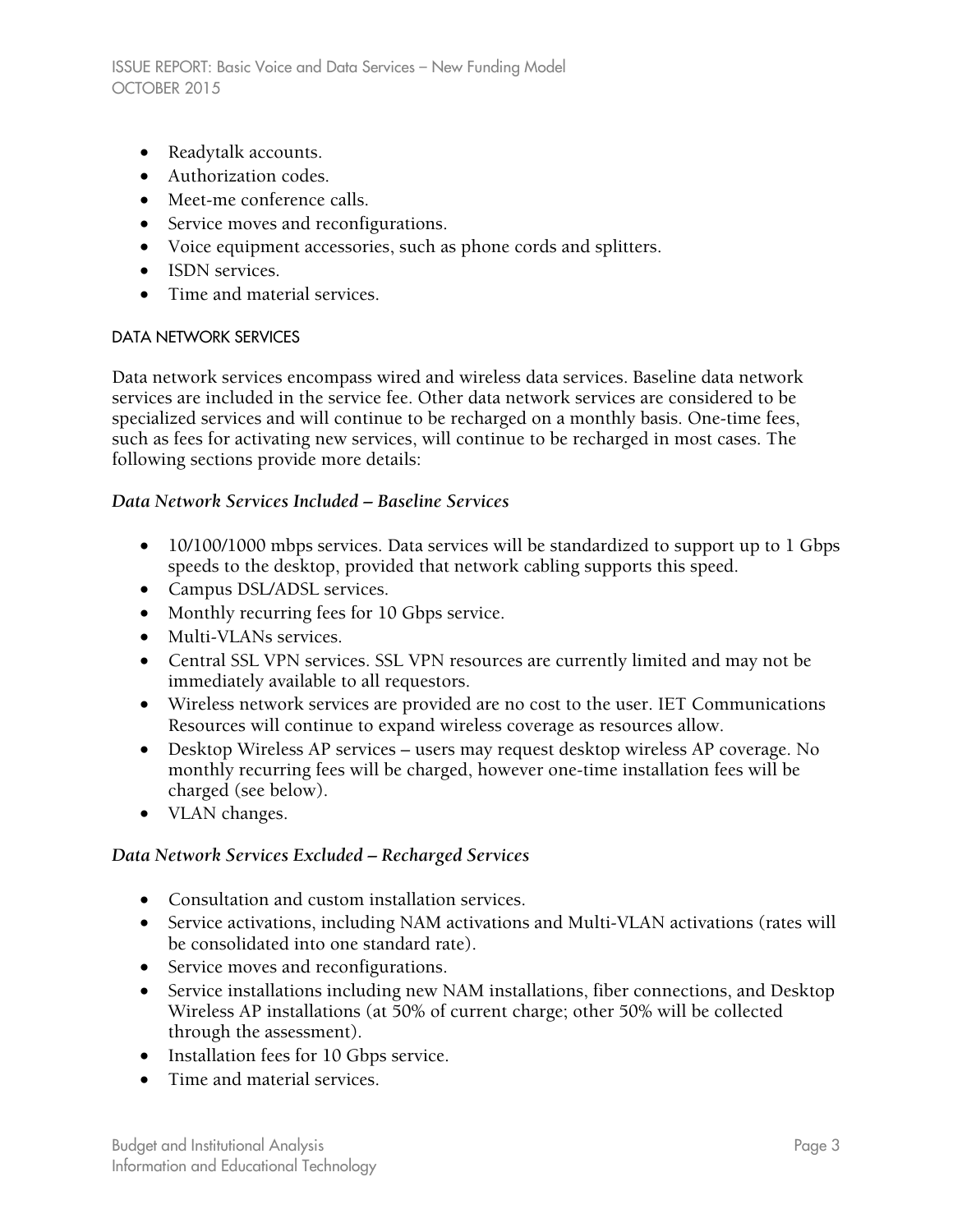- Readytalk accounts.
- Authorization codes.
- Meet-me conference calls.
- Service moves and reconfigurations.
- Voice equipment accessories, such as phone cords and splitters.
- ISDN services.
- Time and material services.

### DATA NETWORK SERVICES

Data network services encompass wired and wireless data services. Baseline data network services are included in the service fee. Other data network services are considered to be specialized services and will continue to be recharged on a monthly basis. One-time fees, such as fees for activating new services, will continue to be recharged in most cases. The following sections provide more details:

#### *Data Network Services Included – Baseline Services*

- 10/100/1000 mbps services. Data services will be standardized to support up to 1 Gbps speeds to the desktop, provided that network cabling supports this speed.
- Campus DSL/ADSL services.
- Monthly recurring fees for 10 Gbps service.
- Multi-VLANs services.
- Central SSL VPN services. SSL VPN resources are currently limited and may not be immediately available to all requestors.
- Wireless network services are provided are no cost to the user. IET Communications Resources will continue to expand wireless coverage as resources allow.
- Desktop Wireless AP services – users may request desktop wireless AP coverage. No monthly recurring fees will be charged, however one-time installation fees will be charged (see below).
- VLAN changes.

#### *Data Network Services Excluded – Recharged Services*

- Consultation and custom installation services.
- Service activations, including NAM activations and Multi-VLAN activations (rates will be consolidated into one standard rate).
- Service moves and reconfigurations.
- Service installations including new NAM installations, fiber connections, and Desktop Wireless AP installations (at 50% of current charge; other 50% will be collected through the assessment).
- Installation fees for 10 Gbps service.
- Time and material services.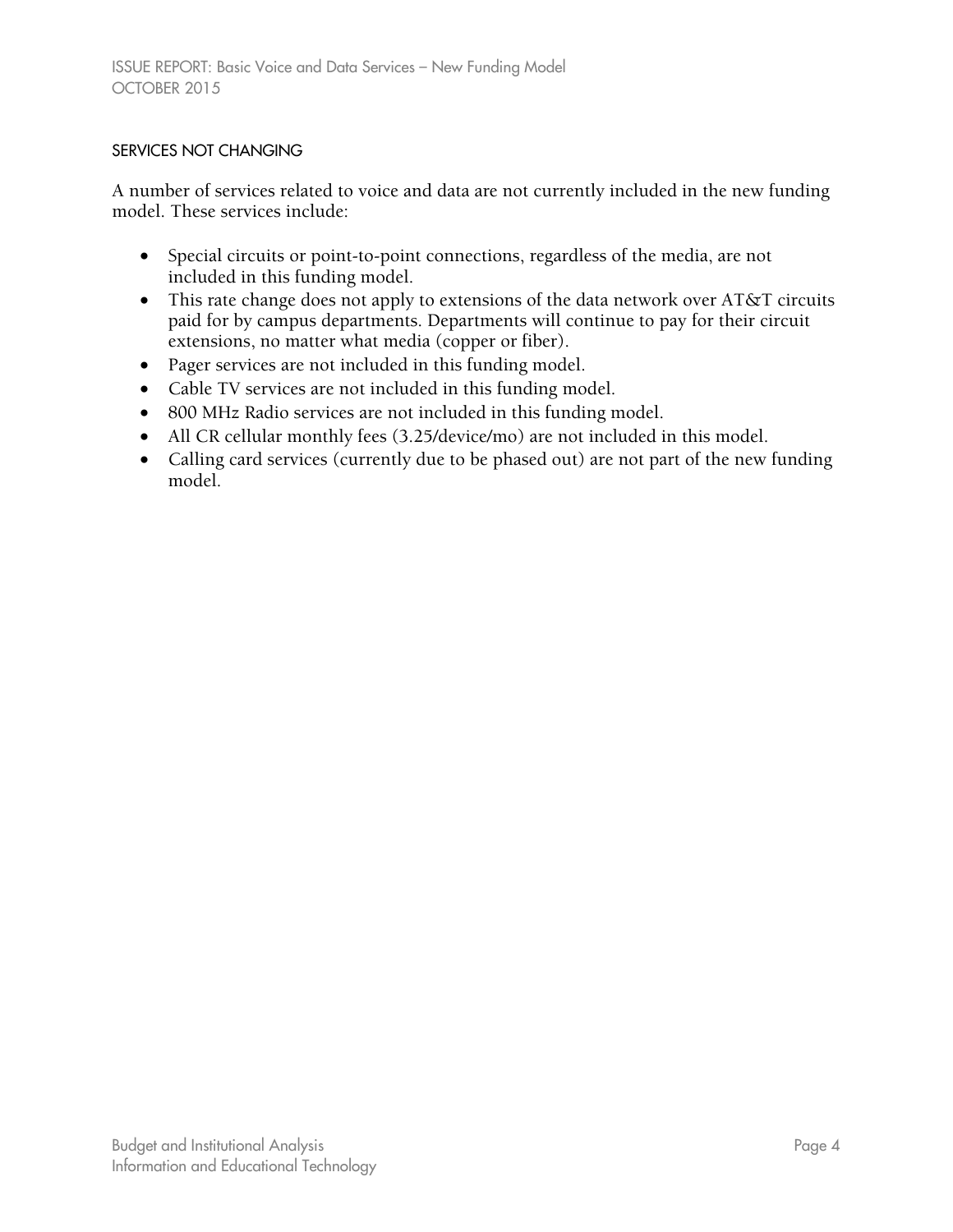## SERVICES NOT CHANGING

A number of services related to voice and data are not currently included in the new funding model. These services include:

- Special circuits or point-to-point connections, regardless of the media, are not included in this funding model.
- This rate change does not apply to extensions of the data network over AT&T circuits paid for by campus departments. Departments will continue to pay for their circuit extensions, no matter what media (copper or fiber).
- Pager services are not included in this funding model.
- Cable TV services are not included in this funding model.
- 800 MHz Radio services are not included in this funding model.
- All CR cellular monthly fees (3.25/device/mo) are not included in this model.
- Calling card services (currently due to be phased out) are not part of the new funding model.